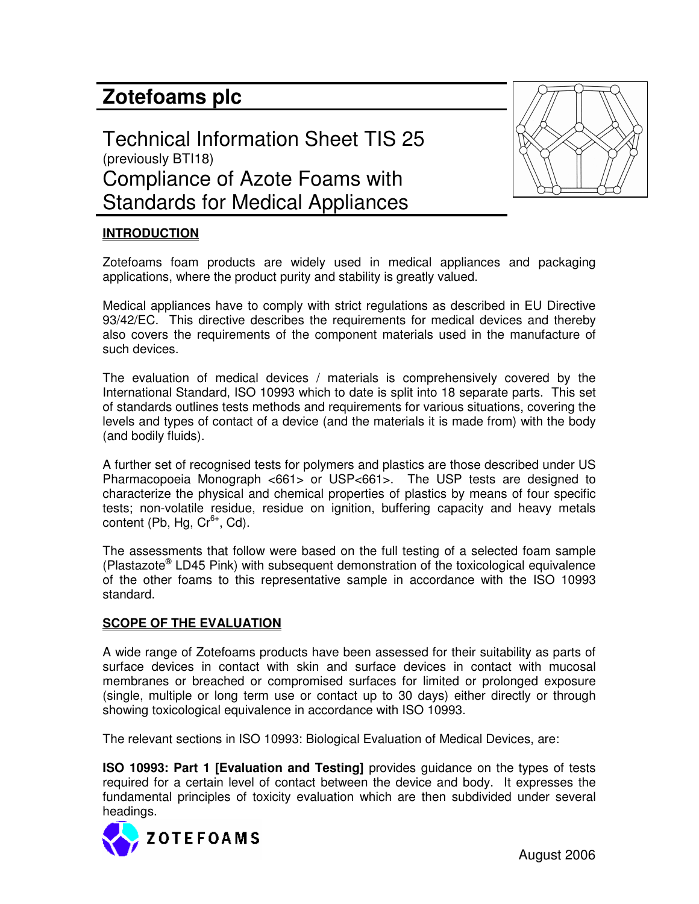# Zotefoams plc

## Technical Information Sheet TIS 25
(previously BTI18)
## Compliance of Azote Foams with Standards for Medical Appliances

**INTRODUCTION**

Zotefoams foam products are widely used in medical appliances and packaging applications, where the product purity and stability is greatly valued.

Medical appliances have to comply with strict regulations as described in EU Directive 93/42/EC. This directive describes the requirements for medical devices and thereby also covers the requirements of the component materials used in the manufacture of such devices.

The evaluation of medical devices / materials is comprehensively covered by the International Standard, ISO 10993 which to date is split into 18 separate parts. This set of standards outlines tests methods and requirements for various situations, covering the levels and types of contact of a device (and the materials it is made from) with the body (and bodily fluids).

A further set of recognised tests for polymers and plastics are those described under US Pharmacopoeia Monograph <661> or USP<661>. The USP tests are designed to characterize the physical and chemical properties of plastics by means of four specific tests; non-volatile residue, residue on ignition, buffering capacity and heavy metals content (Pb, Hg, $Cr^{6+}$, Cd).

The assessments that follow were based on the full testing of a selected foam sample (Plastazote® LD45 Pink) with subsequent demonstration of the toxicological equivalence of the other foams to this representative sample in accordance with the ISO 10993 standard.

**SCOPE OF THE EVALUATION**

A wide range of Zotefoams products have been assessed for their suitability as parts of surface devices in contact with skin and surface devices in contact with mucosal membranes or breached or compromised surfaces for limited or prolonged exposure (single, multiple or long term use or contact up to 30 days) either directly or through showing toxicological equivalence in accordance with ISO 10993.

The relevant sections in ISO 10993: Biological Evaluation of Medical Devices, are:

**ISO 10993: Part 1 [Evaluation and Testing]** provides guidance on the types of tests required for a certain level of contact between the device and body. It expresses the fundamental principles of toxicity evaluation which are then subdivided under several headings.

ZOTEFOAMS

August 2006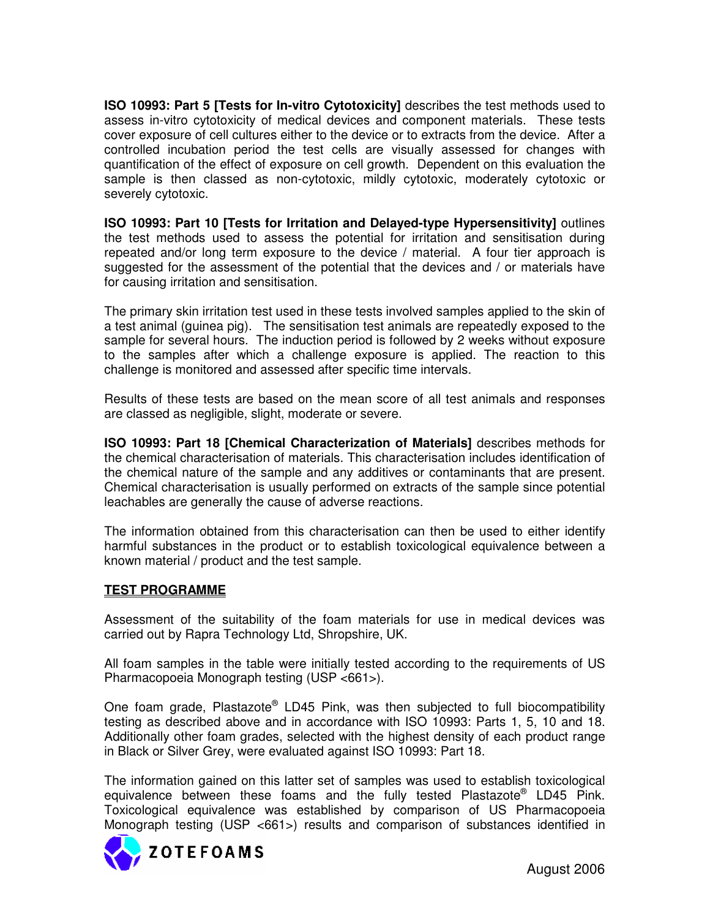**ISO 10993: Part 5 [Tests for In-vitro Cytotoxicity]** describes the test methods used to assess in-vitro cytotoxicity of medical devices and component materials. These tests cover exposure of cell cultures either to the device or to extracts from the device. After a controlled incubation period the test cells are visually assessed for changes with quantification of the effect of exposure on cell growth. Dependent on this evaluation the sample is then classed as non-cytotoxic, mildly cytotoxic, moderately cytotoxic or severely cytotoxic.

**ISO 10993: Part 10 [Tests for Irritation and Delayed-type Hypersensitivity]** outlines the test methods used to assess the potential for irritation and sensitisation during repeated and/or long term exposure to the device / material. A four tier approach is suggested for the assessment of the potential that the devices and / or materials have for causing irritation and sensitisation.

The primary skin irritation test used in these tests involved samples applied to the skin of a test animal (guinea pig). The sensitisation test animals are repeatedly exposed to the sample for several hours. The induction period is followed by 2 weeks without exposure to the samples after which a challenge exposure is applied. The reaction to this challenge is monitored and assessed after specific time intervals.

Results of these tests are based on the mean score of all test animals and responses are classed as negligible, slight, moderate or severe.

**ISO 10993: Part 18 [Chemical Characterization of Materials]** describes methods for the chemical characterisation of materials. This characterisation includes identification of the chemical nature of the sample and any additives or contaminants that are present. Chemical characterisation is usually performed on extracts of the sample since potential leachables are generally the cause of adverse reactions.

The information obtained from this characterisation can then be used to either identify harmful substances in the product or to establish toxicological equivalence between a known material / product and the test sample.

## TEST PROGRAMME

Assessment of the suitability of the foam materials for use in medical devices was carried out by Rapra Technology Ltd, Shropshire, UK.

All foam samples in the table were initially tested according to the requirements of US Pharmacopoeia Monograph testing (USP <661>).

One foam grade, Plastazote® LD45 Pink, was then subjected to full biocompatibility testing as described above and in accordance with ISO 10993: Parts 1, 5, 10 and 18. Additionally other foam grades, selected with the highest density of each product range in Black or Silver Grey, were evaluated against ISO 10993: Part 18.

The information gained on this latter set of samples was used to establish toxicological equivalence between these foams and the fully tested Plastazote® LD45 Pink. Toxicological equivalence was established by comparison of US Pharmacopoeia Monograph testing (USP <661>) results and comparison of substances identified in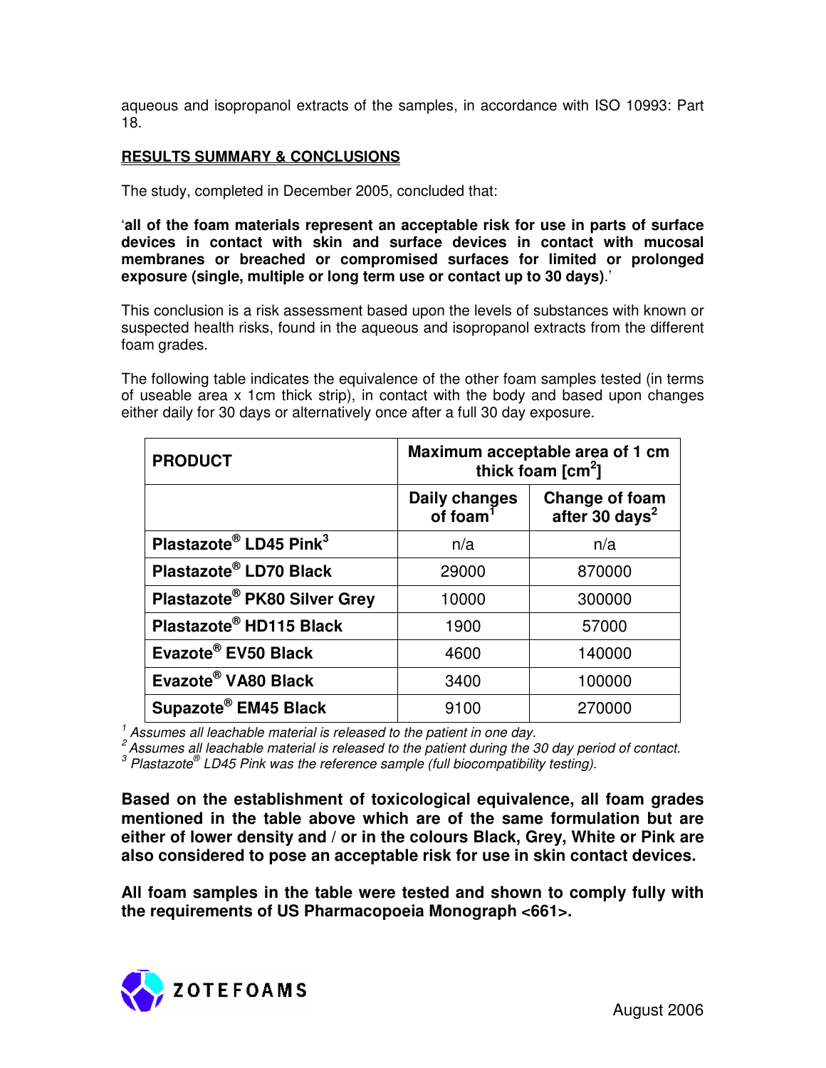aqueous and isopropanol extracts of the samples, in accordance with ISO 10993: Part 18.

## RESULTS SUMMARY & CONCLUSIONS

The study, completed in December 2005, concluded that:

'**all of the foam materials represent an acceptable risk for use in parts of surface devices in contact with skin and surface devices in contact with mucosal membranes or breached or compromised surfaces for limited or prolonged exposure (single, multiple or long term use or contact up to 30 days)**.'

This conclusion is a risk assessment based upon the levels of substances with known or suspected health risks, found in the aqueous and isopropanol extracts from the different foam grades.

The following table indicates the equivalence of the other foam samples tested (in terms of useable area x 1cm thick strip), in contact with the body and based upon changes either daily for 30 days or alternatively once after a full 30 day exposure.

| PRODUCT | Maximum acceptable area of 1 cm thick foam [cm$^2$] | |
|---|---|---|
| | Daily changes of foam[1] | Change of foam after 30 days[2] |
| Plastazote® LD45 Pink[3] | n/a | n/a |
| Plastazote® LD70 Black | 29000 | 870000 |
| Plastazote® PK80 Silver Grey | 10000 | 300000 |
| Plastazote® HD115 Black | 1900 | 57000 |
| Evazote® EV50 Black | 4600 | 140000 |
| Evazote® VA80 Black | 3400 | 100000 |
| Supazote® EM45 Black | 9100 | 270000 |

*[1] Assumes all leachable material is released to the patient in one day.*
*[2] Assumes all leachable material is released to the patient during the 30 day period of contact.*
*[3] Plastazote® LD45 Pink was the reference sample (full biocompatibility testing).*

**Based on the establishment of toxicological equivalence, all foam grades mentioned in the table above which are of the same formulation but are either of lower density and / or in the colours Black, Grey, White or Pink are also considered to pose an acceptable risk for use in skin contact devices.**

**All foam samples in the table were tested and shown to comply fully with the requirements of US Pharmacopoeia Monograph <661>.**

ZOTEFOAMS

August 2006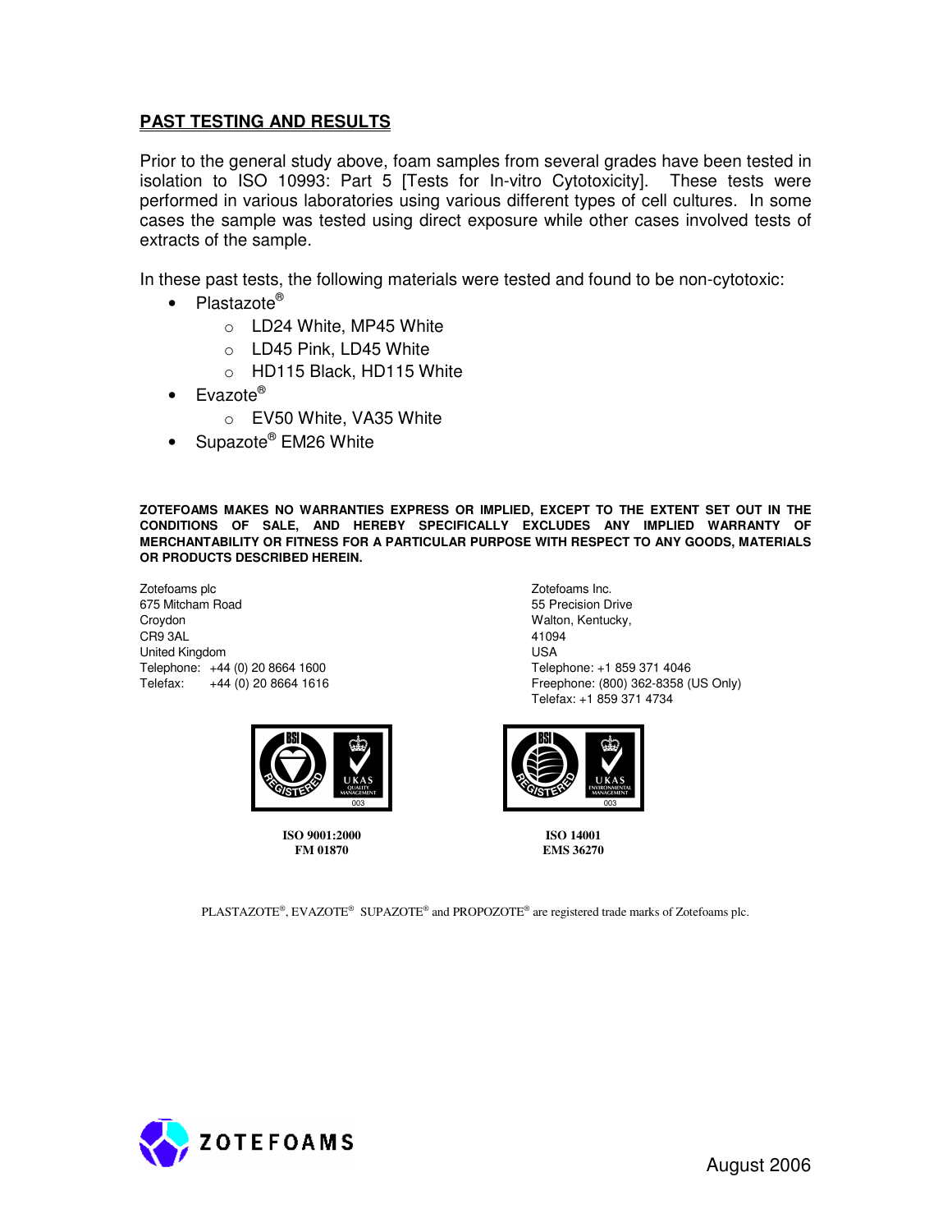## PAST TESTING AND RESULTS

Prior to the general study above, foam samples from several grades have been tested in isolation to ISO 10993: Part 5 [Tests for In-vitro Cytotoxicity]. These tests were performed in various laboratories using various different types of cell cultures. In some cases the sample was tested using direct exposure while other cases involved tests of extracts of the sample.

In these past tests, the following materials were tested and found to be non-cytotoxic:

- Plastazote®
  - LD24 White, MP45 White
  - LD45 Pink, LD45 White
  - HD115 Black, HD115 White
- Evazote®
  - EV50 White, VA35 White
- Supazote® EM26 White

**ZOTEFOAMS MAKES NO WARRANTIES EXPRESS OR IMPLIED, EXCEPT TO THE EXTENT SET OUT IN THE CONDITIONS OF SALE, AND HEREBY SPECIFICALLY EXCLUDES ANY IMPLIED WARRANTY OF MERCHANTABILITY OR FITNESS FOR A PARTICULAR PURPOSE WITH RESPECT TO ANY GOODS, MATERIALS OR PRODUCTS DESCRIBED HEREIN.**

Zotefoams plc
675 Mitcham Road
Croydon
CR9 3AL
United Kingdom
Telephone: +44 (0) 20 8664 1600
Telefax: +44 (0) 20 8664 1616

Zotefoams Inc.
55 Precision Drive
Walton, Kentucky,
41094
USA
Telephone: +1 859 371 4046
Freephone: (800) 362-8358 (US Only)
Telefax: +1 859 371 4734

**ISO 9001:2000**
**FM 01870**

**ISO 14001**
**EMS 36270**

PLASTAZOTE®, EVAZOTE® SUPAZOTE® and PROPOZOTE® are registered trade marks of Zotefoams plc.

ZOTEFOAMS

August 2006